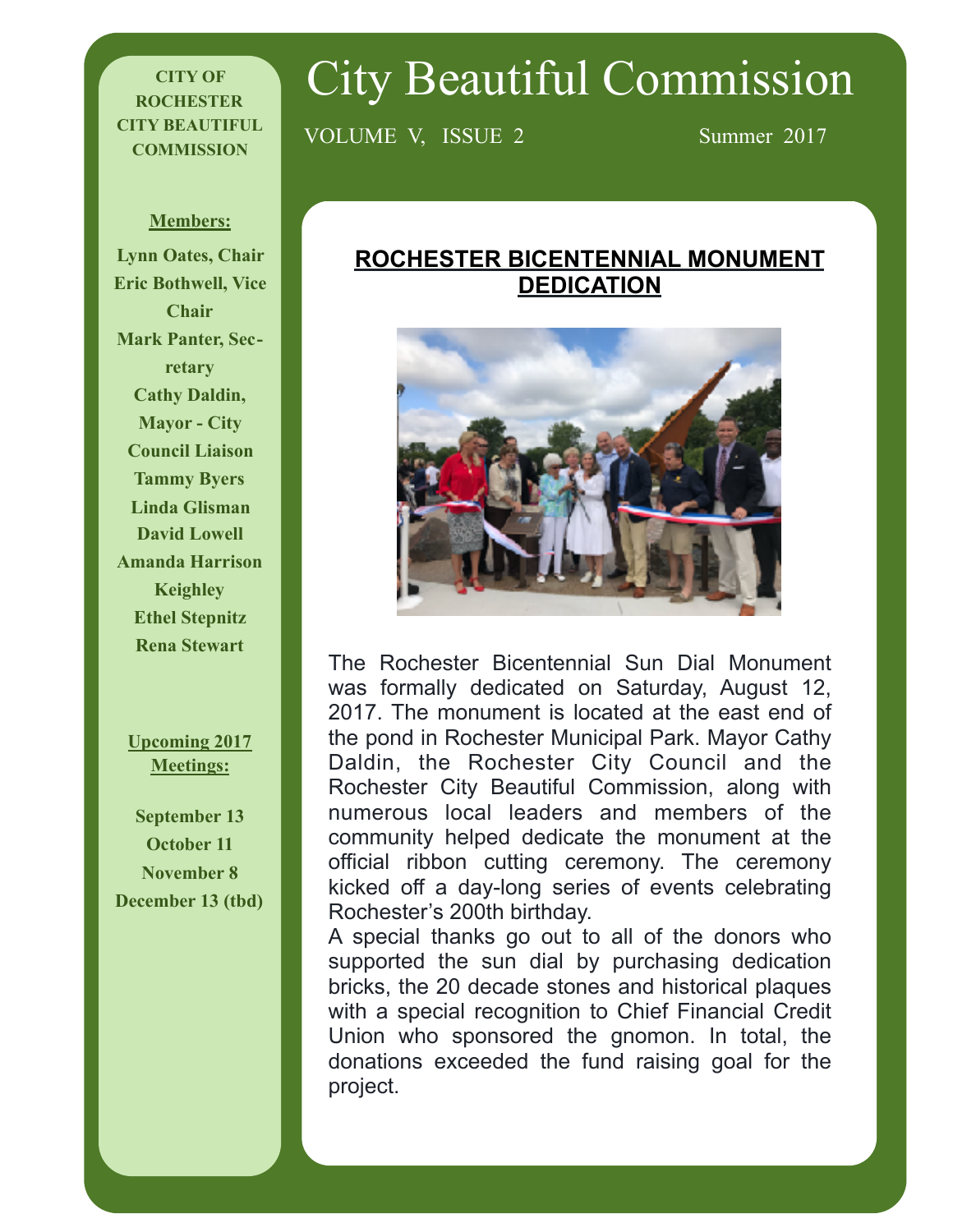# City Beautiful Commission

VOLUME V, ISSUE 2 Summer 2017

**CITY OF ROCHESTER CITY BEAUTIFUL COMMISSION**

**Members:**

**Lynn Oates, Chair**
**Eric Bothwell, Vice Chair**
**Mark Panter, Secretary**
**Cathy Daldin, Mayor - City Council Liaison**
**Tammy Byers**
**Linda Glisman**
**David Lowell**
**Amanda Harrison Keighley**
**Ethel Stepnitz**
**Rena Stewart**

**Upcoming 2017 Meetings:**

**September 13**
**October 11**
**November 8**
**December 13 (tbd)**

## ROCHESTER BICENTENNIAL MONUMENT DEDICATION

The Rochester Bicentennial Sun Dial Monument was formally dedicated on Saturday, August 12, 2017. The monument is located at the east end of the pond in Rochester Municipal Park. Mayor Cathy Daldin, the Rochester City Council and the Rochester City Beautiful Commission, along with numerous local leaders and members of the community helped dedicate the monument at the official ribbon cutting ceremony. The ceremony kicked off a day-long series of events celebrating Rochester's 200th birthday.

A special thanks go out to all of the donors who supported the sun dial by purchasing dedication bricks, the 20 decade stones and historical plaques with a special recognition to Chief Financial Credit Union who sponsored the gnomon. In total, the donations exceeded the fund raising goal for the project.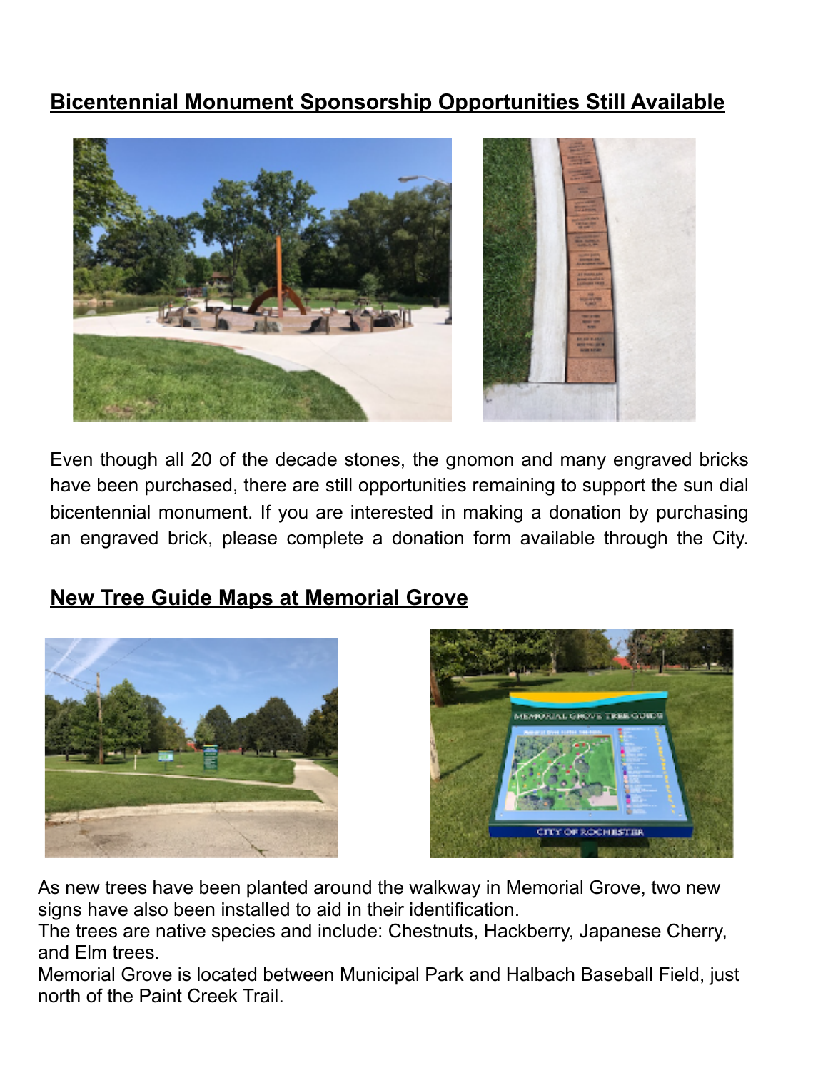## Bicentennial Monument Sponsorship Opportunities Still Available

Even though all 20 of the decade stones, the gnomon and many engraved bricks have been purchased, there are still opportunities remaining to support the sun dial bicentennial monument. If you are interested in making a donation by purchasing an engraved brick, please complete a donation form available through the City.

## New Tree Guide Maps at Memorial Grove

As new trees have been planted around the walkway in Memorial Grove, two new signs have also been installed to aid in their identification.
The trees are native species and include: Chestnuts, Hackberry, Japanese Cherry, and Elm trees.
Memorial Grove is located between Municipal Park and Halbach Baseball Field, just north of the Paint Creek Trail.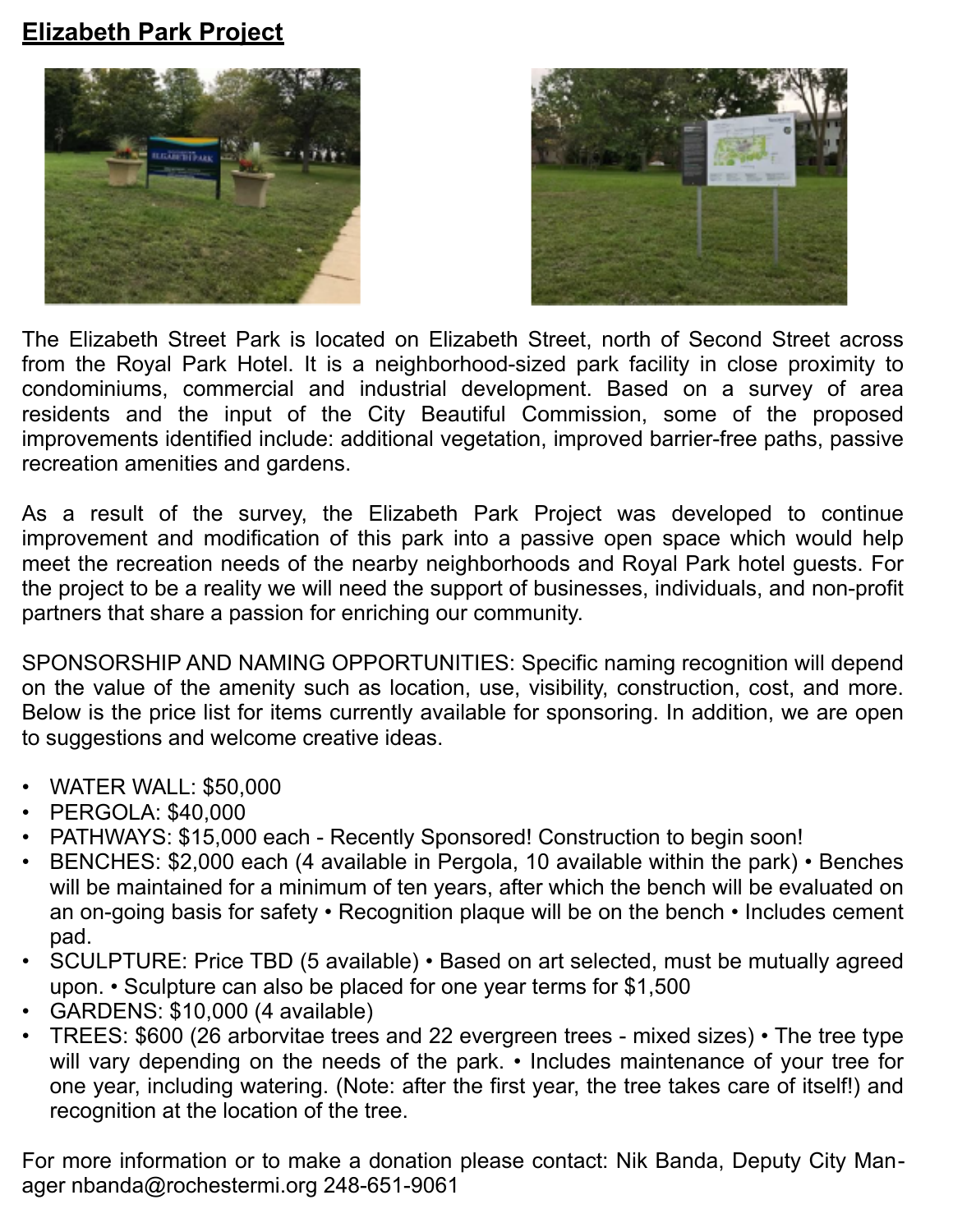# Elizabeth Park Project

The Elizabeth Street Park is located on Elizabeth Street, north of Second Street across from the Royal Park Hotel. It is a neighborhood-sized park facility in close proximity to condominiums, commercial and industrial development. Based on a survey of area residents and the input of the City Beautiful Commission, some of the proposed improvements identified include: additional vegetation, improved barrier-free paths, passive recreation amenities and gardens.

As a result of the survey, the Elizabeth Park Project was developed to continue improvement and modification of this park into a passive open space which would help meet the recreation needs of the nearby neighborhoods and Royal Park hotel guests. For the project to be a reality we will need the support of businesses, individuals, and non-profit partners that share a passion for enriching our community.

SPONSORSHIP AND NAMING OPPORTUNITIES: Specific naming recognition will depend on the value of the amenity such as location, use, visibility, construction, cost, and more. Below is the price list for items currently available for sponsoring. In addition, we are open to suggestions and welcome creative ideas.

- WATER WALL: $50,000
- PERGOLA: $40,000
- PATHWAYS: $15,000 each - Recently Sponsored! Construction to begin soon!
- BENCHES: $2,000 each (4 available in Pergola, 10 available within the park) • Benches will be maintained for a minimum of ten years, after which the bench will be evaluated on an on-going basis for safety • Recognition plaque will be on the bench • Includes cement pad.
- SCULPTURE: Price TBD (5 available) • Based on art selected, must be mutually agreed upon. • Sculpture can also be placed for one year terms for $1,500
- GARDENS: $10,000 (4 available)
- TREES: $600 (26 arborvitae trees and 22 evergreen trees - mixed sizes) • The tree type will vary depending on the needs of the park. • Includes maintenance of your tree for one year, including watering. (Note: after the first year, the tree takes care of itself!) and recognition at the location of the tree.

For more information or to make a donation please contact: Nik Banda, Deputy City Manager nbanda@rochestermi.org 248-651-9061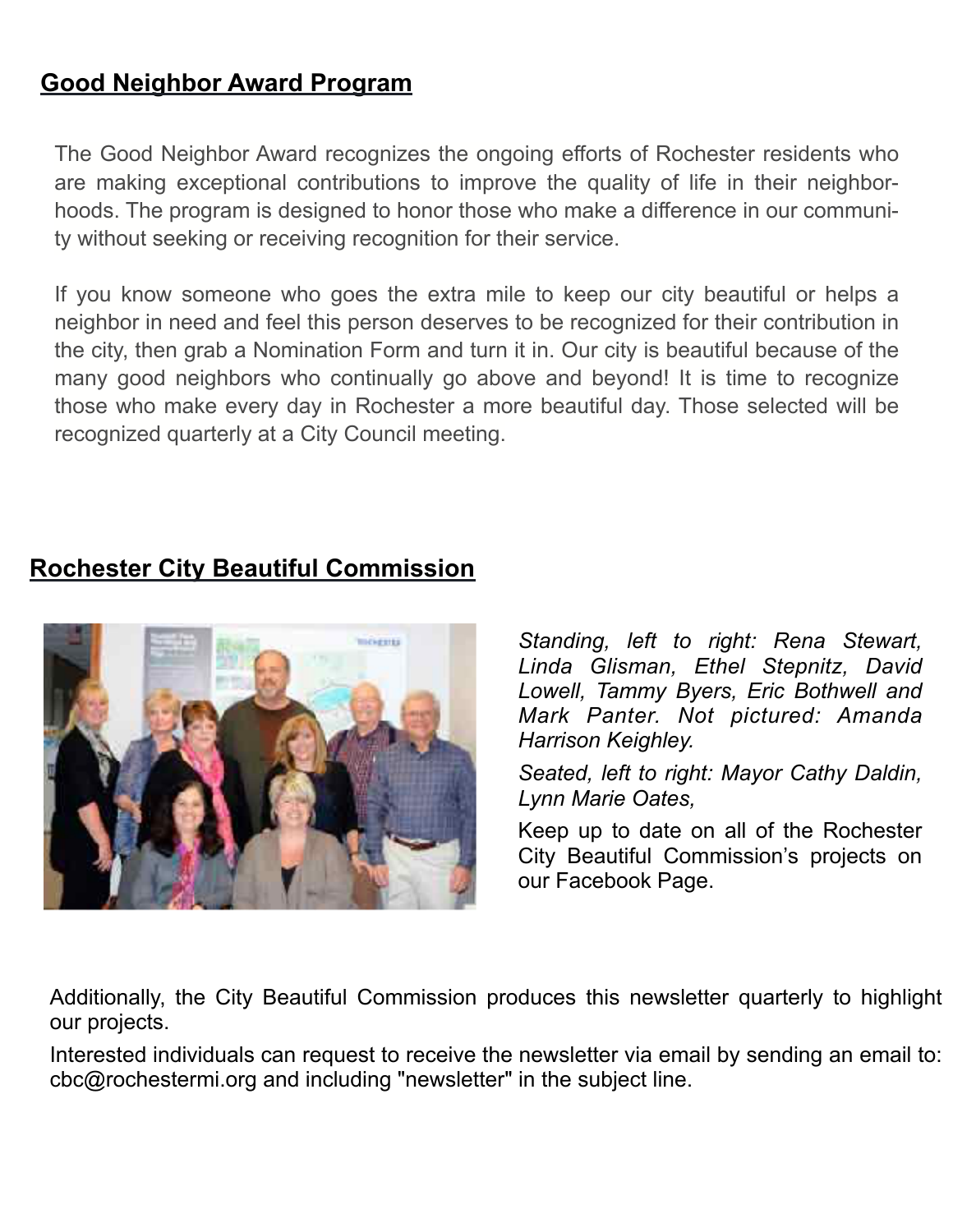## Good Neighbor Award Program

The Good Neighbor Award recognizes the ongoing efforts of Rochester residents who are making exceptional contributions to improve the quality of life in their neighborhoods. The program is designed to honor those who make a difference in our community without seeking or receiving recognition for their service.

If you know someone who goes the extra mile to keep our city beautiful or helps a neighbor in need and feel this person deserves to be recognized for their contribution in the city, then grab a Nomination Form and turn it in. Our city is beautiful because of the many good neighbors who continually go above and beyond! It is time to recognize those who make every day in Rochester a more beautiful day. Those selected will be recognized quarterly at a City Council meeting.

## Rochester City Beautiful Commission

*Standing, left to right: Rena Stewart, Linda Glisman, Ethel Stepnitz, David Lowell, Tammy Byers, Eric Bothwell and Mark Panter. Not pictured: Amanda Harrison Keighley.*

*Seated, left to right: Mayor Cathy Daldin, Lynn Marie Oates,*

Keep up to date on all of the Rochester City Beautiful Commission's projects on our Facebook Page.

Additionally, the City Beautiful Commission produces this newsletter quarterly to highlight our projects.

Interested individuals can request to receive the newsletter via email by sending an email to: cbc@rochestermi.org and including "newsletter" in the subject line.